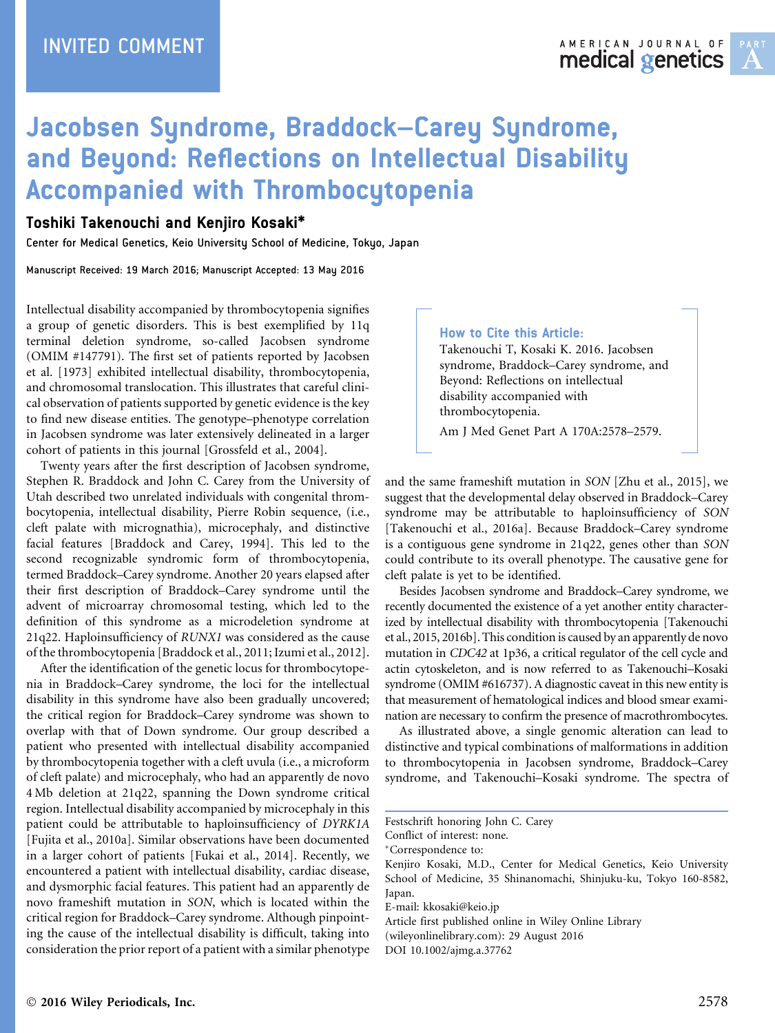INVITED COMMENT

# Jacobsen Syndrome, Braddock–Carey Syndrome, and Beyond: Reflections on Intellectual Disability Accompanied with Thrombocytopenia

**Toshiki Takenouchi and Kenjiro Kosaki***

Center for Medical Genetics, Keio University School of Medicine, Tokyo, Japan

Manuscript Received: 19 March 2016; Manuscript Accepted: 13 May 2016

Intellectual disability accompanied by thrombocytopenia signifies a group of genetic disorders. This is best exemplified by 11q terminal deletion syndrome, so-called Jacobsen syndrome (OMIM #147791). The first set of patients reported by Jacobsen et al. [1973] exhibited intellectual disability, thrombocytopenia, and chromosomal translocation. This illustrates that careful clinical observation of patients supported by genetic evidence is the key to find new disease entities. The genotype–phenotype correlation in Jacobsen syndrome was later extensively delineated in a larger cohort of patients in this journal [Grossfeld et al., 2004].

Twenty years after the first description of Jacobsen syndrome, Stephen R. Braddock and John C. Carey from the University of Utah described two unrelated individuals with congenital thrombocytopenia, intellectual disability, Pierre Robin sequence, (i.e., cleft palate with micrognathia), microcephaly, and distinctive facial features [Braddock and Carey, 1994]. This led to the second recognizable syndromic form of thrombocytopenia, termed Braddock–Carey syndrome. Another 20 years elapsed after their first description of Braddock–Carey syndrome until the advent of microarray chromosomal testing, which led to the definition of this syndrome as a microdeletion syndrome at 21q22. Haploinsufficiency of *RUNX1* was considered as the cause of the thrombocytopenia [Braddock et al., 2011; Izumi et al., 2012].

After the identification of the genetic locus for thrombocytopenia in Braddock–Carey syndrome, the loci for the intellectual disability in this syndrome have also been gradually uncovered; the critical region for Braddock–Carey syndrome was shown to overlap with that of Down syndrome. Our group described a patient who presented with intellectual disability accompanied by thrombocytopenia together with a cleft uvula (i.e., a microform of cleft palate) and microcephaly, who had an apparently de novo 4 Mb deletion at 21q22, spanning the Down syndrome critical region. Intellectual disability accompanied by microcephaly in this patient could be attributable to haploinsufficiency of *DYRK1A* [Fujita et al., 2010a]. Similar observations have been documented in a larger cohort of patients [Fukai et al., 2014]. Recently, we encountered a patient with intellectual disability, cardiac disease, and dysmorphic facial features. This patient had an apparently de novo frameshift mutation in *SON*, which is located within the critical region for Braddock–Carey syndrome. Although pinpointing the cause of the intellectual disability is difficult, taking into consideration the prior report of a patient with a similar phenotype and the same frameshift mutation in *SON* [Zhu et al., 2015], we suggest that the developmental delay observed in Braddock–Carey syndrome may be attributable to haploinsufficiency of *SON* [Takenouchi et al., 2016a]. Because Braddock–Carey syndrome is a contiguous gene syndrome in 21q22, genes other than *SON* could contribute to its overall phenotype. The causative gene for cleft palate is yet to be identified.

**How to Cite this Article:**
Takenouchi T, Kosaki K. 2016. Jacobsen syndrome, Braddock–Carey syndrome, and Beyond: Reflections on intellectual disability accompanied with thrombocytopenia.
Am J Med Genet Part A 170A:2578–2579.

Besides Jacobsen syndrome and Braddock–Carey syndrome, we recently documented the existence of a yet another entity characterized by intellectual disability with thrombocytopenia [Takenouchi et al., 2015, 2016b]. This condition is caused by an apparently de novo mutation in *CDC42* at 1p36, a critical regulator of the cell cycle and actin cytoskeleton, and is now referred to as Takenouchi–Kosaki syndrome (OMIM #616737). A diagnostic caveat in this new entity is that measurement of hematological indices and blood smear examination are necessary to confirm the presence of macrothrombocytes.

As illustrated above, a single genomic alteration can lead to distinctive and typical combinations of malformations in addition to thrombocytopenia in Jacobsen syndrome, Braddock–Carey syndrome, and Takenouchi–Kosaki syndrome. The spectra of

Festschrift honoring John C. Carey
Conflict of interest: none.
*Correspondence to:
Kenjiro Kosaki, M.D., Center for Medical Genetics, Keio University School of Medicine, 35 Shinanomachi, Shinjuku-ku, Tokyo 160-8582, Japan.
E-mail: kkosaki@keio.jp
Article first published online in Wiley Online Library (wileyonlinelibrary.com): 29 August 2016
DOI 10.1002/ajmg.a.37762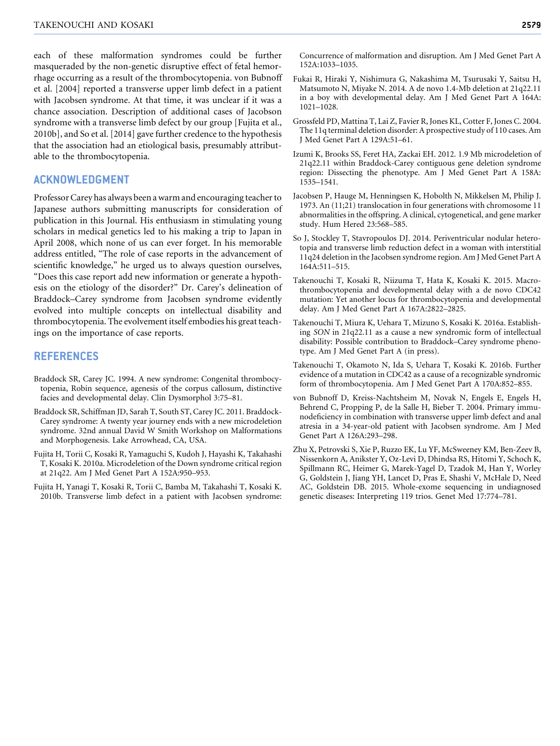each of these malformation syndromes could be further masqueraded by the non-genetic disruptive effect of fetal hemorrhage occurring as a result of the thrombocytopenia. von Bubnoff et al. [2004] reported a transverse upper limb defect in a patient with Jacobsen syndrome. At that time, it was unclear if it was a chance association. Description of additional cases of Jacobson syndrome with a transverse limb defect by our group [Fujita et al., 2010b], and So et al. [2014] gave further credence to the hypothesis that the association had an etiological basis, presumably attributable to the thrombocytopenia.

## ACKNOWLEDGMENT

Professor Carey has always been a warm and encouraging teacher to Japanese authors submitting manuscripts for consideration of publication in this Journal. His enthusiasm in stimulating young scholars in medical genetics led to his making a trip to Japan in April 2008, which none of us can ever forget. In his memorable address entitled, "The role of case reports in the advancement of scientific knowledge," he urged us to always question ourselves, "Does this case report add new information or generate a hypothesis on the etiology of the disorder?" Dr. Carey's delineation of Braddock–Carey syndrome from Jacobsen syndrome evidently evolved into multiple concepts on intellectual disability and thrombocytopenia. The evolvement itself embodies his great teachings on the importance of case reports.

## REFERENCES

Braddock SR, Carey JC. 1994. A new syndrome: Congenital thrombocytopenia, Robin sequence, agenesis of the corpus callosum, distinctive facies and developmental delay. Clin Dysmorphol 3:75–81.

Braddock SR, Schiffman JD, Sarah T, South ST, Carey JC. 2011. Braddock-Carey syndrome: A twenty year journey ends with a new microdeletion syndrome. 32nd annual David W Smith Workshop on Malformations and Morphogenesis. Lake Arrowhead, CA, USA.

Fujita H, Torii C, Kosaki R, Yamaguchi S, Kudoh J, Hayashi K, Takahashi T, Kosaki K. 2010a. Microdeletion of the Down syndrome critical region at 21q22. Am J Med Genet Part A 152A:950–953.

Fujita H, Yanagi T, Kosaki R, Torii C, Bamba M, Takahashi T, Kosaki K. 2010b. Transverse limb defect in a patient with Jacobsen syndrome: Concurrence of malformation and disruption. Am J Med Genet Part A 152A:1033–1035.

Fukai R, Hiraki Y, Nishimura G, Nakashima M, Tsurusaki Y, Saitsu H, Matsumoto N, Miyake N. 2014. A de novo 1.4-Mb deletion at 21q22.11 in a boy with developmental delay. Am J Med Genet Part A 164A: 1021–1028.

Grossfeld PD, Mattina T, Lai Z, Favier R, Jones KL, Cotter F, Jones C. 2004. The 11q terminal deletion disorder: A prospective study of 110 cases. Am J Med Genet Part A 129A:51–61.

Izumi K, Brooks SS, Feret HA, Zackai EH. 2012. 1.9 Mb microdeletion of 21q22.11 within Braddock-Carey contiguous gene deletion syndrome region: Dissecting the phenotype. Am J Med Genet Part A 158A: 1535–1541.

Jacobsen P, Hauge M, Henningsen K, Hobolth N, Mikkelsen M, Philip J. 1973. An (11;21) translocation in four generations with chromosome 11 abnormalities in the offspring. A clinical, cytogenetical, and gene marker study. Hum Hered 23:568–585.

So J, Stockley T, Stavropoulos DJ. 2014. Periventricular nodular heterotopia and transverse limb reduction defect in a woman with interstitial 11q24 deletion in the Jacobsen syndrome region. Am J Med Genet Part A 164A:511–515.

Takenouchi T, Kosaki R, Niizuma T, Hata K, Kosaki K. 2015. Macrothrombocytopenia and developmental delay with a de novo CDC42 mutation: Yet another locus for thrombocytopenia and developmental delay. Am J Med Genet Part A 167A:2822–2825.

Takenouchi T, Miura K, Uehara T, Mizuno S, Kosaki K. 2016a. Establishing *SON* in 21q22.11 as a cause a new syndromic form of intellectual disability: Possible contribution to Braddock–Carey syndrome phenotype. Am J Med Genet Part A (in press).

Takenouchi T, Okamoto N, Ida S, Uehara T, Kosaki K. 2016b. Further evidence of a mutation in CDC42 as a cause of a recognizable syndromic form of thrombocytopenia. Am J Med Genet Part A 170A:852–855.

von Bubnoff D, Kreiss-Nachtsheim M, Novak N, Engels E, Engels H, Behrend C, Propping P, de la Salle H, Bieber T. 2004. Primary immunodeficiency in combination with transverse upper limb defect and anal atresia in a 34-year-old patient with Jacobsen syndrome. Am J Med Genet Part A 126A:293–298.

Zhu X, Petrovski S, Xie P, Ruzzo EK, Lu YF, McSweeney KM, Ben-Zeev B, Nissenkorn A, Anikster Y, Oz-Levi D, Dhindsa RS, Hitomi Y, Schoch K, Spillmann RC, Heimer G, Marek-Yagel D, Tzadok M, Han Y, Worley G, Goldstein J, Jiang YH, Lancet D, Pras E, Shashi V, McHale D, Need AC, Goldstein DB. 2015. Whole-exome sequencing in undiagnosed genetic diseases: Interpreting 119 trios. Genet Med 17:774–781.